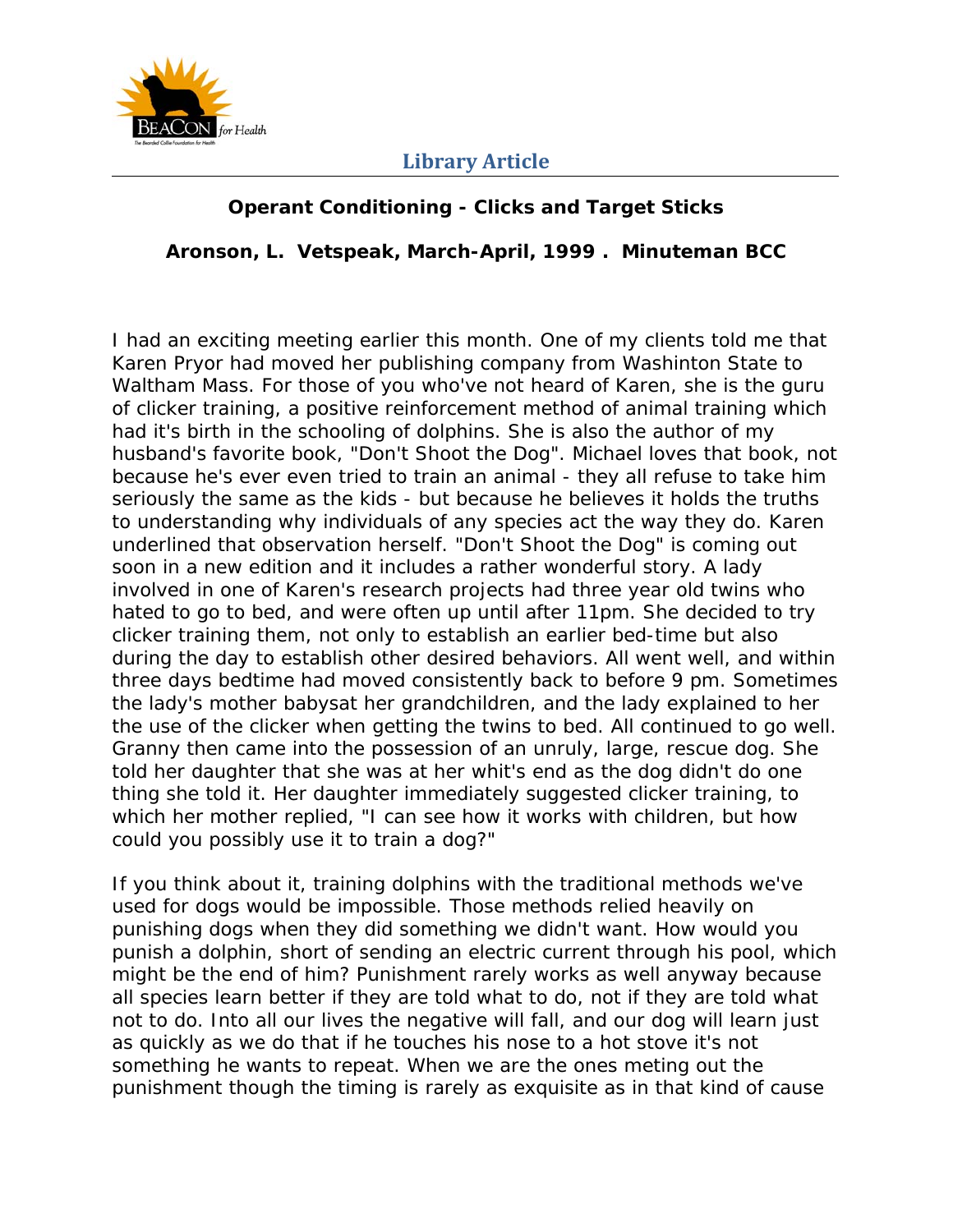**Library Article**

## Operant Conditioning - Clicks and Target Sticks

**Aronson, L. Vetspeak, March-April, 1999 . Minuteman BCC**

I had an exciting meeting earlier this month. One of my clients told me that Karen Pryor had moved her publishing company from Washinton State to Waltham Mass. For those of you who've not heard of Karen, she is the guru of clicker training, a positive reinforcement method of animal training which had it's birth in the schooling of dolphins. She is also the author of my husband's favorite book, "Don't Shoot the Dog". Michael loves that book, not because he's ever even tried to train an animal - they all refuse to take him seriously the same as the kids - but because he believes it holds the truths to understanding why individuals of any species act the way they do. Karen underlined that observation herself. "Don't Shoot the Dog" is coming out soon in a new edition and it includes a rather wonderful story. A lady involved in one of Karen's research projects had three year old twins who hated to go to bed, and were often up until after 11pm. She decided to try clicker training them, not only to establish an earlier bed-time but also during the day to establish other desired behaviors. All went well, and within three days bedtime had moved consistently back to before 9 pm. Sometimes the lady's mother babysat her grandchildren, and the lady explained to her the use of the clicker when getting the twins to bed. All continued to go well. Granny then came into the possession of an unruly, large, rescue dog. She told her daughter that she was at her whit's end as the dog didn't do one thing she told it. Her daughter immediately suggested clicker training, to which her mother replied, "I can see how it works with children, but how could you possibly use it to train a dog?"

If you think about it, training dolphins with the traditional methods we've used for dogs would be impossible. Those methods relied heavily on punishing dogs when they did something we didn't want. How would you punish a dolphin, short of sending an electric current through his pool, which might be the end of him? Punishment rarely works as well anyway because all species learn better if they are told what to do, not if they are told what not to do. Into all our lives the negative will fall, and our dog will learn just as quickly as we do that if he touches his nose to a hot stove it's not something he wants to repeat. When we are the ones meting out the punishment though the timing is rarely as exquisite as in that kind of cause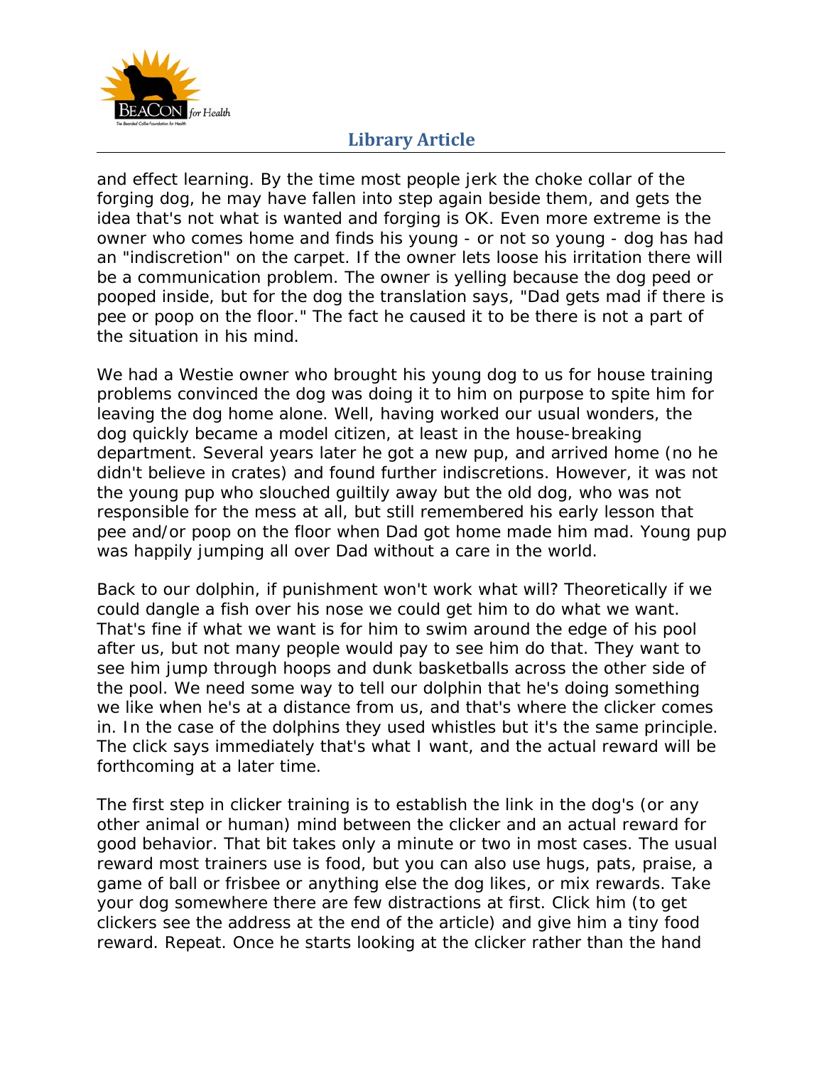and effect learning. By the time most people jerk the choke collar of the forging dog, he may have fallen into step again beside them, and gets the idea that's not what is wanted and forging is OK. Even more extreme is the owner who comes home and finds his young - or not so young - dog has had an "indiscretion" on the carpet. If the owner lets loose his irritation there will be a communication problem. The owner is yelling because the dog peed or pooped inside, but for the dog the translation says, "Dad gets mad if there is pee or poop on the floor." The fact he caused it to be there is not a part of the situation in his mind.

We had a Westie owner who brought his young dog to us for house training problems convinced the dog was doing it to him on purpose to spite him for leaving the dog home alone. Well, having worked our usual wonders, the dog quickly became a model citizen, at least in the house-breaking department. Several years later he got a new pup, and arrived home (no he didn't believe in crates) and found further indiscretions. However, it was not the young pup who slouched guiltily away but the old dog, who was not responsible for the mess at all, but still remembered his early lesson that pee and/or poop on the floor when Dad got home made him mad. Young pup was happily jumping all over Dad without a care in the world.

Back to our dolphin, if punishment won't work what will? Theoretically if we could dangle a fish over his nose we could get him to do what we want. That's fine if what we want is for him to swim around the edge of his pool after us, but not many people would pay to see him do that. They want to see him jump through hoops and dunk basketballs across the other side of the pool. We need some way to tell our dolphin that he's doing something we like when he's at a distance from us, and that's where the clicker comes in. In the case of the dolphins they used whistles but it's the same principle. The click says immediately that's what I want, and the actual reward will be forthcoming at a later time.

The first step in clicker training is to establish the link in the dog's (or any other animal or human) mind between the clicker and an actual reward for good behavior. That bit takes only a minute or two in most cases. The usual reward most trainers use is food, but you can also use hugs, pats, praise, a game of ball or frisbee or anything else the dog likes, or mix rewards. Take your dog somewhere there are few distractions at first. Click him (to get clickers see the address at the end of the article) and give him a tiny food reward. Repeat. Once he starts looking at the clicker rather than the hand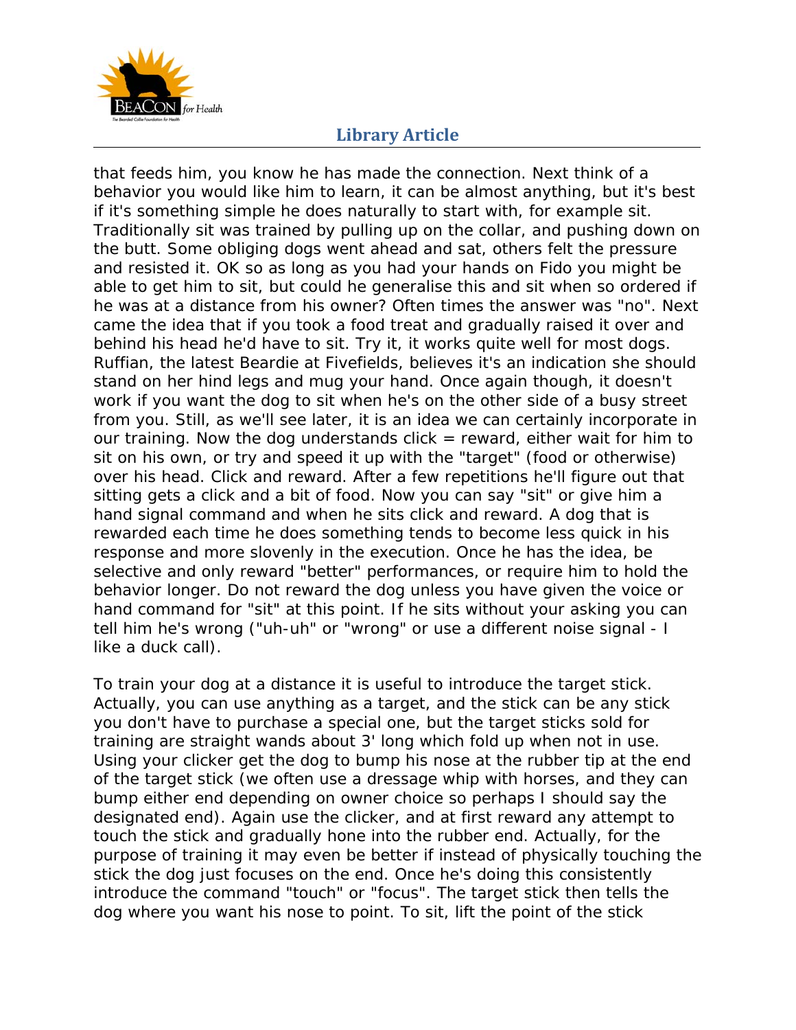that feeds him, you know he has made the connection. Next think of a behavior you would like him to learn, it can be almost anything, but it's best if it's something simple he does naturally to start with, for example sit. Traditionally sit was trained by pulling up on the collar, and pushing down on the butt. Some obliging dogs went ahead and sat, others felt the pressure and resisted it. OK so as long as you had your hands on Fido you might be able to get him to sit, but could he generalise this and sit when so ordered if he was at a distance from his owner? Often times the answer was "no". Next came the idea that if you took a food treat and gradually raised it over and behind his head he'd have to sit. Try it, it works quite well for most dogs. Ruffian, the latest Beardie at Fivefields, believes it's an indication she should stand on her hind legs and mug your hand. Once again though, it doesn't work if you want the dog to sit when he's on the other side of a busy street from you. Still, as we'll see later, it is an idea we can certainly incorporate in our training. Now the dog understands click = reward, either wait for him to sit on his own, or try and speed it up with the "target" (food or otherwise) over his head. Click and reward. After a few repetitions he'll figure out that sitting gets a click and a bit of food. Now you can say "sit" or give him a hand signal command and when he sits click and reward. A dog that is rewarded each time he does something tends to become less quick in his response and more slovenly in the execution. Once he has the idea, be selective and only reward "better" performances, or require him to hold the behavior longer. Do not reward the dog unless you have given the voice or hand command for "sit" at this point. If he sits without your asking you can tell him he's wrong ("uh-uh" or "wrong" or use a different noise signal - I like a duck call).

To train your dog at a distance it is useful to introduce the target stick. Actually, you can use anything as a target, and the stick can be any stick you don't have to purchase a special one, but the target sticks sold for training are straight wands about 3' long which fold up when not in use. Using your clicker get the dog to bump his nose at the rubber tip at the end of the target stick (we often use a dressage whip with horses, and they can bump either end depending on owner choice so perhaps I should say the designated end). Again use the clicker, and at first reward any attempt to touch the stick and gradually hone into the rubber end. Actually, for the purpose of training it may even be better if instead of physically touching the stick the dog just focuses on the end. Once he's doing this consistently introduce the command "touch" or "focus". The target stick then tells the dog where you want his nose to point. To sit, lift the point of the stick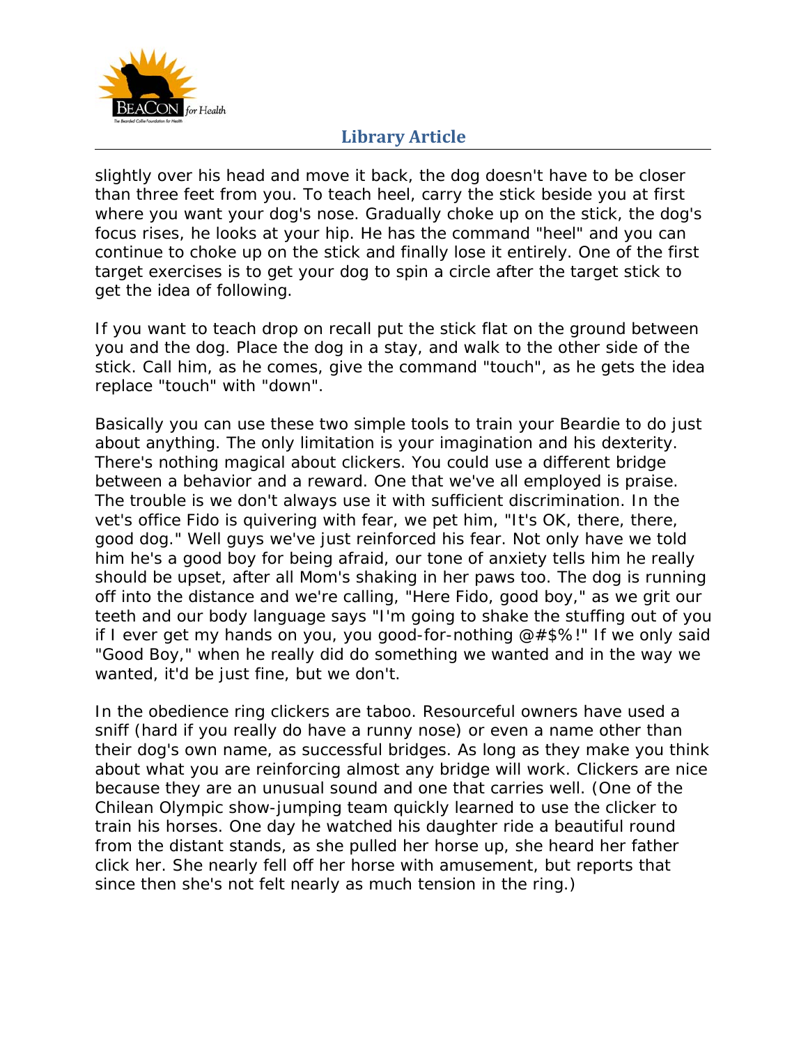slightly over his head and move it back, the dog doesn't have to be closer than three feet from you. To teach heel, carry the stick beside you at first where you want your dog's nose. Gradually choke up on the stick, the dog's focus rises, he looks at your hip. He has the command "heel" and you can continue to choke up on the stick and finally lose it entirely. One of the first target exercises is to get your dog to spin a circle after the target stick to get the idea of following.

If you want to teach drop on recall put the stick flat on the ground between you and the dog. Place the dog in a stay, and walk to the other side of the stick. Call him, as he comes, give the command "touch", as he gets the idea replace "touch" with "down".

Basically you can use these two simple tools to train your Beardie to do just about anything. The only limitation is your imagination and his dexterity. There's nothing magical about clickers. You could use a different bridge between a behavior and a reward. One that we've all employed is praise. The trouble is we don't always use it with sufficient discrimination. In the vet's office Fido is quivering with fear, we pet him, "It's OK, there, there, good dog." Well guys we've just reinforced his fear. Not only have we told him he's a good boy for being afraid, our tone of anxiety tells him he really should be upset, after all Mom's shaking in her paws too. The dog is running off into the distance and we're calling, "Here Fido, good boy," as we grit our teeth and our body language says "I'm going to shake the stuffing out of you if I ever get my hands on you, you good-for-nothing @#$%!" If we only said "Good Boy," when he really did do something we wanted and in the way we wanted, it'd be just fine, but we don't.

In the obedience ring clickers are taboo. Resourceful owners have used a sniff (hard if you really do have a runny nose) or even a name other than their dog's own name, as successful bridges. As long as they make you think about what you are reinforcing almost any bridge will work. Clickers are nice because they are an unusual sound and one that carries well. (One of the Chilean Olympic show-jumping team quickly learned to use the clicker to train his horses. One day he watched his daughter ride a beautiful round from the distant stands, as she pulled her horse up, she heard her father click her. She nearly fell off her horse with amusement, but reports that since then she's not felt nearly as much tension in the ring.)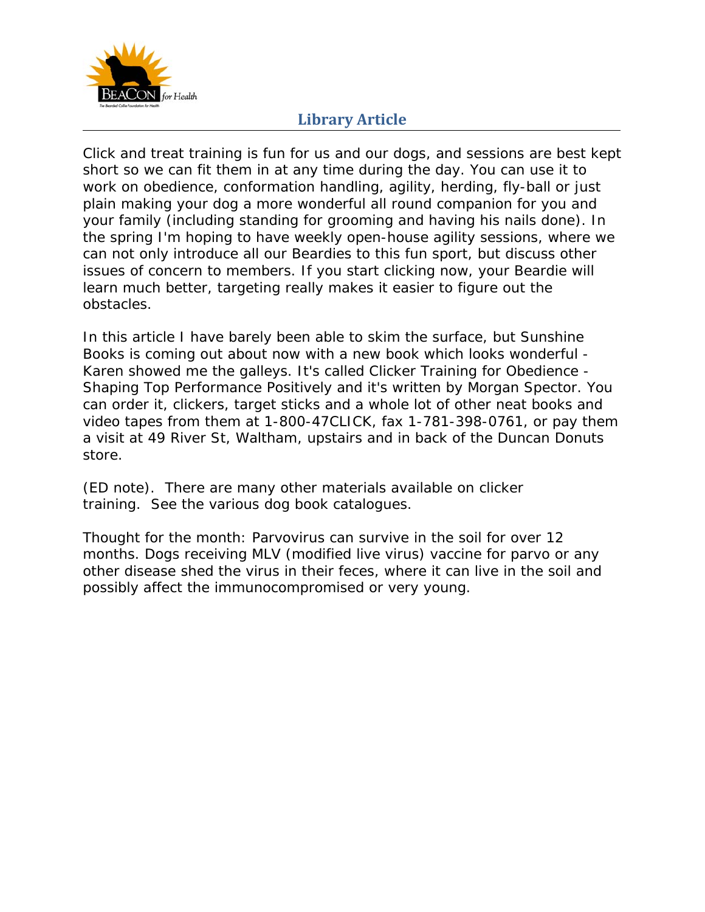Click and treat training is fun for us and our dogs, and sessions are best kept short so we can fit them in at any time during the day. You can use it to work on obedience, conformation handling, agility, herding, fly-ball or just plain making your dog a more wonderful all round companion for you and your family (including standing for grooming and having his nails done). In the spring I'm hoping to have weekly open-house agility sessions, where we can not only introduce all our Beardies to this fun sport, but discuss other issues of concern to members. If you start clicking now, your Beardie will learn much better, targeting really makes it easier to figure out the obstacles.

In this article I have barely been able to skim the surface, but Sunshine Books is coming out about now with a new book which looks wonderful - Karen showed me the galleys. It's called Clicker Training for Obedience - Shaping Top Performance Positively and it's written by Morgan Spector. You can order it, clickers, target sticks and a whole lot of other neat books and video tapes from them at 1-800-47CLICK, fax 1-781-398-0761, or pay them a visit at 49 River St, Waltham, upstairs and in back of the Duncan Donuts store.

(ED note). There are many other materials available on clicker training. See the various dog book catalogues.

Thought for the month: Parvovirus can survive in the soil for over 12 months. Dogs receiving MLV (modified live virus) vaccine for parvo or any other disease shed the virus in their feces, where it can live in the soil and possibly affect the immunocompromised or very young.